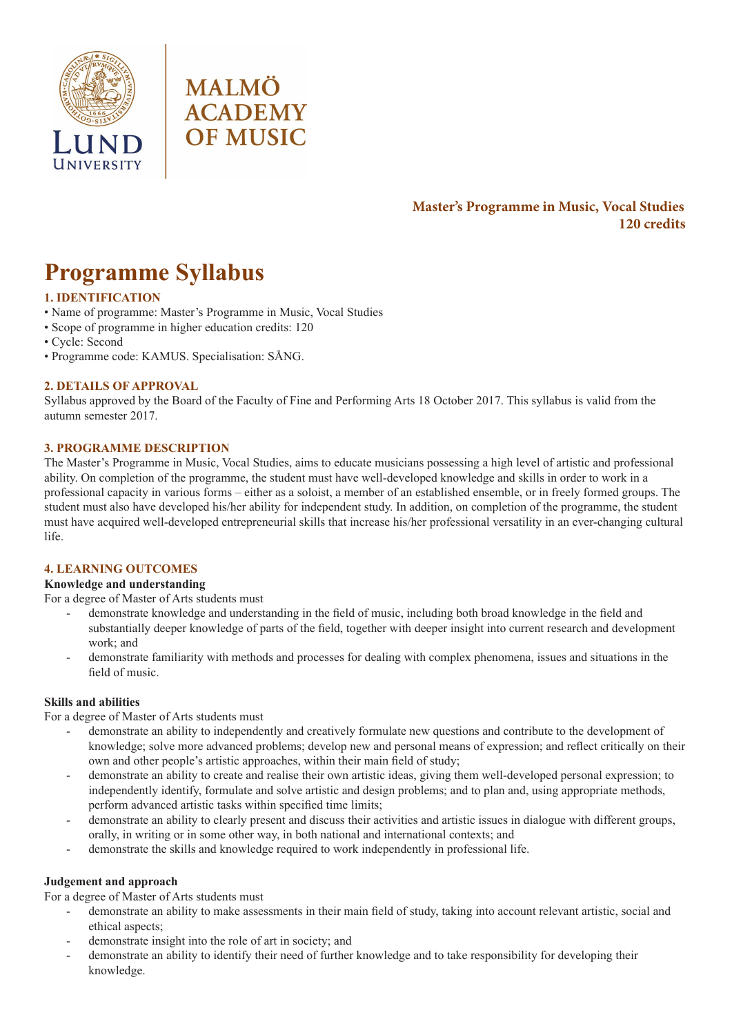LUND UNIVERSITY

MALMÖ ACADEMY OF MUSIC

**Master's Programme in Music, Vocal Studies**
**120 credits**

# Programme Syllabus

## 1. IDENTIFICATION

- Name of programme: Master's Programme in Music, Vocal Studies
- Scope of programme in higher education credits: 120
- Cycle: Second
- Programme code: KAMUS. Specialisation: SÅNG.

## 2. DETAILS OF APPROVAL

Syllabus approved by the Board of the Faculty of Fine and Performing Arts 18 October 2017. This syllabus is valid from the autumn semester 2017.

## 3. PROGRAMME DESCRIPTION

The Master's Programme in Music, Vocal Studies, aims to educate musicians possessing a high level of artistic and professional ability. On completion of the programme, the student must have well-developed knowledge and skills in order to work in a professional capacity in various forms – either as a soloist, a member of an established ensemble, or in freely formed groups. The student must also have developed his/her ability for independent study. In addition, on completion of the programme, the student must have acquired well-developed entrepreneurial skills that increase his/her professional versatility in an ever-changing cultural life.

## 4. LEARNING OUTCOMES

### Knowledge and understanding

For a degree of Master of Arts students must

- demonstrate knowledge and understanding in the field of music, including both broad knowledge in the field and substantially deeper knowledge of parts of the field, together with deeper insight into current research and development work; and
- demonstrate familiarity with methods and processes for dealing with complex phenomena, issues and situations in the field of music.

### Skills and abilities

For a degree of Master of Arts students must

- demonstrate an ability to independently and creatively formulate new questions and contribute to the development of knowledge; solve more advanced problems; develop new and personal means of expression; and reflect critically on their own and other people's artistic approaches, within their main field of study;
- demonstrate an ability to create and realise their own artistic ideas, giving them well-developed personal expression; to independently identify, formulate and solve artistic and design problems; and to plan and, using appropriate methods, perform advanced artistic tasks within specified time limits;
- demonstrate an ability to clearly present and discuss their activities and artistic issues in dialogue with different groups, orally, in writing or in some other way, in both national and international contexts; and
- demonstrate the skills and knowledge required to work independently in professional life.

### Judgement and approach

For a degree of Master of Arts students must

- demonstrate an ability to make assessments in their main field of study, taking into account relevant artistic, social and ethical aspects;
- demonstrate insight into the role of art in society; and
- demonstrate an ability to identify their need of further knowledge and to take responsibility for developing their knowledge.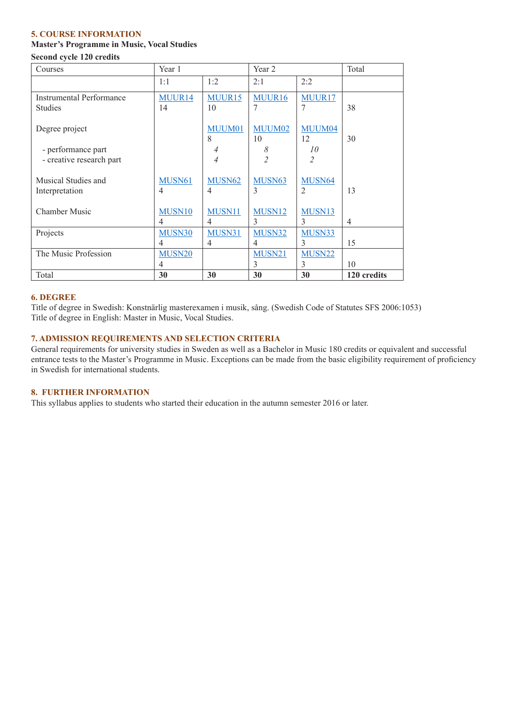## 5. COURSE INFORMATION

**Master's Programme in Music, Vocal Studies**

**Second cycle 120 credits**

| Courses | Year 1 | | Year 2 | | Total |
|---|---|---|---|---|---|
| | 1:1 | 1:2 | 2:1 | 2:2 | |
| Instrumental Performance Studies | MUUR14 14 | MUUR15 10 | MUUR16 7 | MUUR17 7 | 38 |
| Degree project | | MUUM01 8 | MUUM02 10 | MUUM04 12 | 30 |
| - performance part | | *4* | *8* | *10* | |
| - creative research part | | *4* | *2* | *2* | |
| Musical Studies and Interpretation | MUSN61 4 | MUSN62 4 | MUSN63 3 | MUSN64 2 | 13 |
| Chamber Music | MUSN10 4 | MUSN11 4 | MUSN12 3 | MUSN13 3 | 4 |
| Projects | MUSN30 4 | MUSN31 4 | MUSN32 4 | MUSN33 3 | 15 |
| The Music Profession | MUSN20 4 | | MUSN21 3 | MUSN22 3 | 10 |
| Total | **30** | **30** | **30** | **30** | **120 credits** |

## 6. DEGREE

Title of degree in Swedish: Konstnärlig masterexamen i musik, sång. (Swedish Code of Statutes SFS 2006:1053)
Title of degree in English: Master in Music, Vocal Studies.

## 7. ADMISSION REQUIREMENTS AND SELECTION CRITERIA

General requirements for university studies in Sweden as well as a Bachelor in Music 180 credits or equivalent and successful entrance tests to the Master's Programme in Music. Exceptions can be made from the basic eligibility requirement of proficiency in Swedish for international students.

## 8. FURTHER INFORMATION

This syllabus applies to students who started their education in the autumn semester 2016 or later.